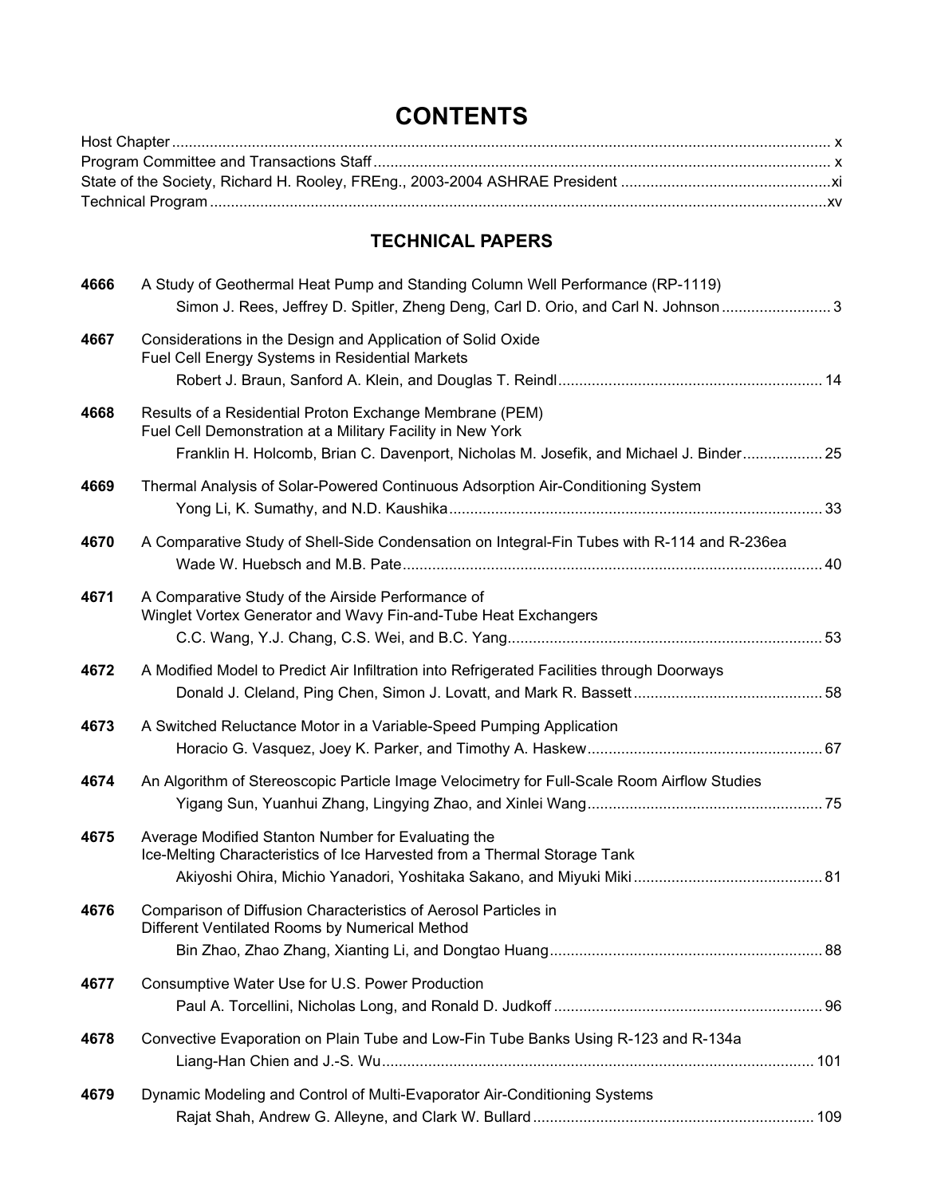# CONTENTS

Host Chapter ........................................................................................................................................................ x
Program Committee and Transactions Staff ......................................................................................................... x
State of the Society, Richard H. Rooley, FREng., 2003-2004 ASHRAE President ..................................................xi
Technical Program ...............................................................................................................................................xv

## TECHNICAL PAPERS

**4666** A Study of Geothermal Heat Pump and Standing Column Well Performance (RP-1119)
Simon J. Rees, Jeffrey D. Spitler, Zheng Deng, Carl D. Orio, and Carl N. Johnson .......................... 3

**4667** Considerations in the Design and Application of Solid Oxide Fuel Cell Energy Systems in Residential Markets
Robert J. Braun, Sanford A. Klein, and Douglas T. Reindl ............................................................... 14

**4668** Results of a Residential Proton Exchange Membrane (PEM) Fuel Cell Demonstration at a Military Facility in New York
Franklin H. Holcomb, Brian C. Davenport, Nicholas M. Josefik, and Michael J. Binder ................... 25

**4669** Thermal Analysis of Solar-Powered Continuous Adsorption Air-Conditioning System
Yong Li, K. Sumathy, and N.D. Kaushika .......................................................................................... 33

**4670** A Comparative Study of Shell-Side Condensation on Integral-Fin Tubes with R-114 and R-236ea
Wade W. Huebsch and M.B. Pate ..................................................................................................... 40

**4671** A Comparative Study of the Airside Performance of Winglet Vortex Generator and Wavy Fin-and-Tube Heat Exchangers
C.C. Wang, Y.J. Chang, C.S. Wei, and B.C. Yang ............................................................................ 53

**4672** A Modified Model to Predict Air Infiltration into Refrigerated Facilities through Doorways
Donald J. Cleland, Ping Chen, Simon J. Lovatt, and Mark R. Bassett ............................................. 58

**4673** A Switched Reluctance Motor in a Variable-Speed Pumping Application
Horacio G. Vasquez, Joey K. Parker, and Timothy A. Haskew ........................................................ 67

**4674** An Algorithm of Stereoscopic Particle Image Velocimetry for Full-Scale Room Airflow Studies
Yigang Sun, Yuanhui Zhang, Lingying Zhao, and Xinlei Wang ........................................................ 75

**4675** Average Modified Stanton Number for Evaluating the Ice-Melting Characteristics of Ice Harvested from a Thermal Storage Tank
Akiyoshi Ohira, Michio Yanadori, Yoshitaka Sakano, and Miyuki Miki ............................................. 81

**4676** Comparison of Diffusion Characteristics of Aerosol Particles in Different Ventilated Rooms by Numerical Method
Bin Zhao, Zhao Zhang, Xianting Li, and Dongtao Huang ................................................................. 88

**4677** Consumptive Water Use for U.S. Power Production
Paul A. Torcellini, Nicholas Long, and Ronald D. Judkoff ................................................................ 96

**4678** Convective Evaporation on Plain Tube and Low-Fin Tube Banks Using R-123 and R-134a
Liang-Han Chien and J.-S. Wu ....................................................................................................... 101

**4679** Dynamic Modeling and Control of Multi-Evaporator Air-Conditioning Systems
Rajat Shah, Andrew G. Alleyne, and Clark W. Bullard ................................................................... 109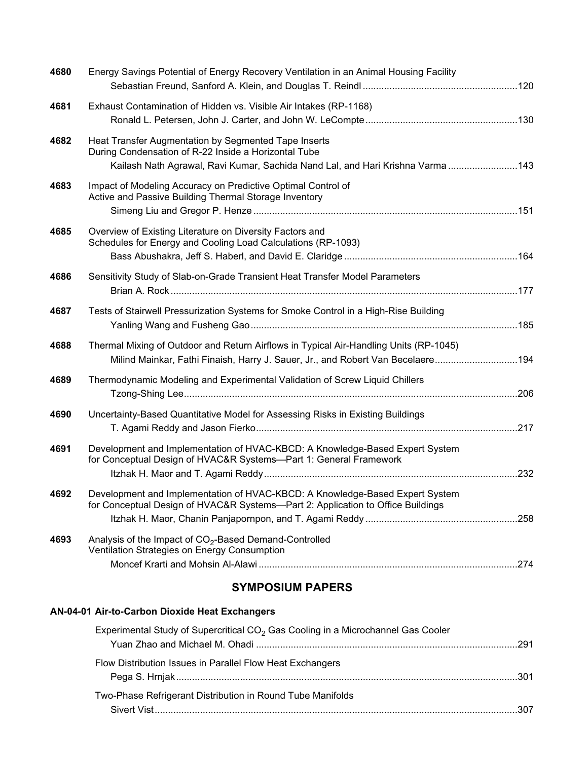**4680** Energy Savings Potential of Energy Recovery Ventilation in an Animal Housing Facility
Sebastian Freund, Sanford A. Klein, and Douglas T. Reindl ........................................................ 120

**4681** Exhaust Contamination of Hidden vs. Visible Air Intakes (RP-1168)
Ronald L. Petersen, John J. Carter, and John W. LeCompte ........................................................ 130

**4682** Heat Transfer Augmentation by Segmented Tape Inserts During Condensation of R-22 Inside a Horizontal Tube
Kailash Nath Agrawal, Ravi Kumar, Sachida Nand Lal, and Hari Krishna Varma .......................... 143

**4683** Impact of Modeling Accuracy on Predictive Optimal Control of Active and Passive Building Thermal Storage Inventory
Simeng Liu and Gregor P. Henze ........................................................ 151

**4685** Overview of Existing Literature on Diversity Factors and Schedules for Energy and Cooling Load Calculations (RP-1093)
Bass Abushakra, Jeff S. Haberl, and David E. Claridge ........................................................ 164

**4686** Sensitivity Study of Slab-on-Grade Transient Heat Transfer Model Parameters
Brian A. Rock ........................................................ 177

**4687** Tests of Stairwell Pressurization Systems for Smoke Control in a High-Rise Building
Yanling Wang and Fusheng Gao ........................................................ 185

**4688** Thermal Mixing of Outdoor and Return Airflows in Typical Air-Handling Units (RP-1045)
Milind Mainkar, Fathi Finaish, Harry J. Sauer, Jr., and Robert Van Becelaere .............................. 194

**4689** Thermodynamic Modeling and Experimental Validation of Screw Liquid Chillers
Tzong-Shing Lee ........................................................ 206

**4690** Uncertainty-Based Quantitative Model for Assessing Risks in Existing Buildings
T. Agami Reddy and Jason Fierko ........................................................ 217

**4691** Development and Implementation of HVAC-KBCD: A Knowledge-Based Expert System for Conceptual Design of HVAC&R Systems—Part 1: General Framework
Itzhak H. Maor and T. Agami Reddy ........................................................ 232

**4692** Development and Implementation of HVAC-KBCD: A Knowledge-Based Expert System for Conceptual Design of HVAC&R Systems—Part 2: Application to Office Buildings
Itzhak H. Maor, Chanin Panjapornpon, and T. Agami Reddy ........................................................ 258

**4693** Analysis of the Impact of $CO_2$-Based Demand-Controlled Ventilation Strategies on Energy Consumption
Moncef Krarti and Mohsin Al-Alawi ........................................................ 274

## SYMPOSIUM PAPERS

### AN-04-01 Air-to-Carbon Dioxide Heat Exchangers

Experimental Study of Supercritical $CO_2$ Gas Cooling in a Microchannel Gas Cooler
Yuan Zhao and Michael M. Ohadi ........................................................ 291

Flow Distribution Issues in Parallel Flow Heat Exchangers
Pega S. Hrnjak ........................................................ 301

Two-Phase Refrigerant Distribution in Round Tube Manifolds
Sivert Vist ........................................................ 307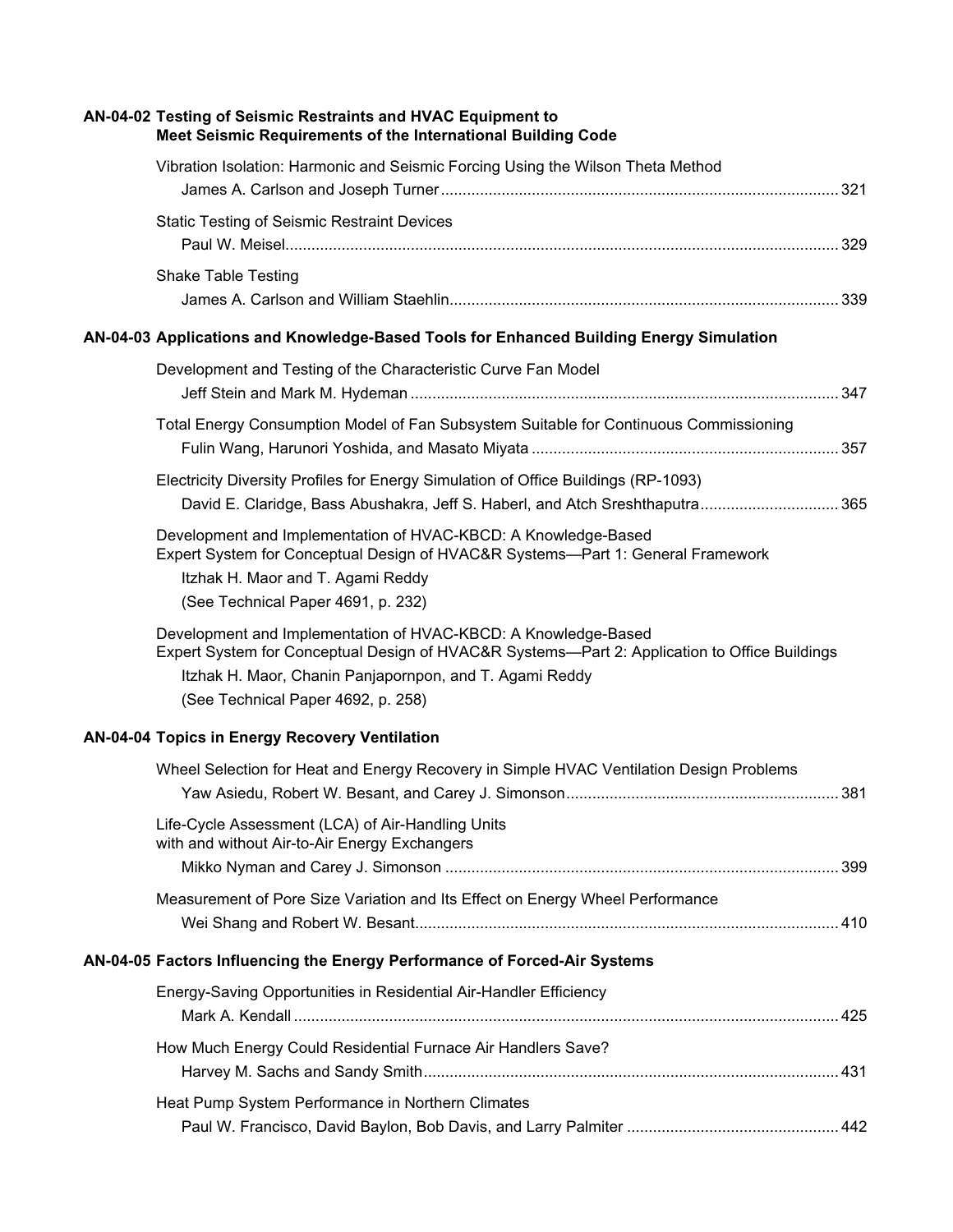**AN-04-02 Testing of Seismic Restraints and HVAC Equipment to Meet Seismic Requirements of the International Building Code**

Vibration Isolation: Harmonic and Seismic Forcing Using the Wilson Theta Method
James A. Carlson and Joseph Turner ........................................................................................... 321

Static Testing of Seismic Restraint Devices
Paul W. Meisel.............................................................................................................................. 329

Shake Table Testing
James A. Carlson and William Staehlin........................................................................................ 339

**AN-04-03 Applications and Knowledge-Based Tools for Enhanced Building Energy Simulation**

Development and Testing of the Characteristic Curve Fan Model
Jeff Stein and Mark M. Hydeman .................................................................................................. 347

Total Energy Consumption Model of Fan Subsystem Suitable for Continuous Commissioning
Fulin Wang, Harunori Yoshida, and Masato Miyata ...................................................................... 357

Electricity Diversity Profiles for Energy Simulation of Office Buildings (RP-1093)
David E. Claridge, Bass Abushakra, Jeff S. Haberl, and Atch Sreshthaputra................................ 365

Development and Implementation of HVAC-KBCD: A Knowledge-Based Expert System for Conceptual Design of HVAC&R Systems—Part 1: General Framework
Itzhak H. Maor and T. Agami Reddy
(See Technical Paper 4691, p. 232)

Development and Implementation of HVAC-KBCD: A Knowledge-Based Expert System for Conceptual Design of HVAC&R Systems—Part 2: Application to Office Buildings
Itzhak H. Maor, Chanin Panjapornpon, and T. Agami Reddy
(See Technical Paper 4692, p. 258)

**AN-04-04 Topics in Energy Recovery Ventilation**

Wheel Selection for Heat and Energy Recovery in Simple HVAC Ventilation Design Problems
Yaw Asiedu, Robert W. Besant, and Carey J. Simonson............................................................... 381

Life-Cycle Assessment (LCA) of Air-Handling Units with and without Air-to-Air Energy Exchangers
Mikko Nyman and Carey J. Simonson .......................................................................................... 399

Measurement of Pore Size Variation and Its Effect on Energy Wheel Performance
Wei Shang and Robert W. Besant................................................................................................. 410

**AN-04-05 Factors Influencing the Energy Performance of Forced-Air Systems**

Energy-Saving Opportunities in Residential Air-Handler Efficiency
Mark A. Kendall ............................................................................................................................. 425

How Much Energy Could Residential Furnace Air Handlers Save?
Harvey M. Sachs and Sandy Smith............................................................................................... 431

Heat Pump System Performance in Northern Climates
Paul W. Francisco, David Baylon, Bob Davis, and Larry Palmiter ................................................ 442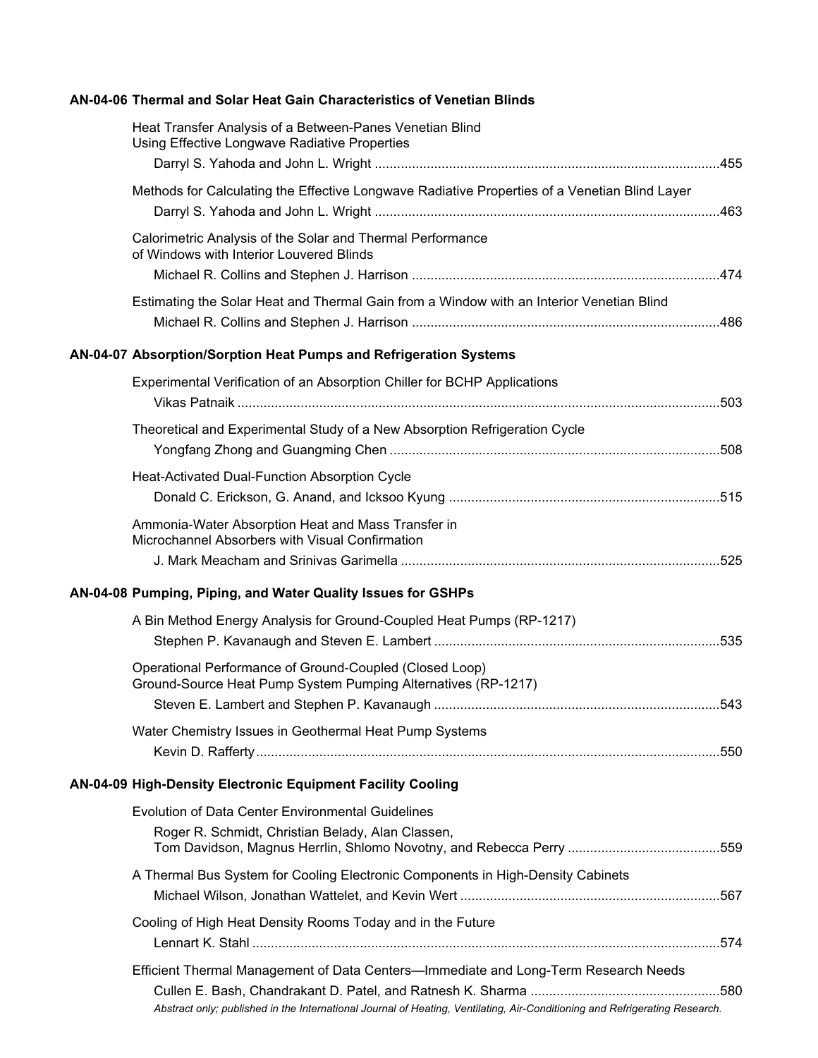**AN-04-06 Thermal and Solar Heat Gain Characteristics of Venetian Blinds**

Heat Transfer Analysis of a Between-Panes Venetian Blind Using Effective Longwave Radiative Properties
Darryl S. Yahoda and John L. Wright ....................................................................................455

Methods for Calculating the Effective Longwave Radiative Properties of a Venetian Blind Layer
Darryl S. Yahoda and John L. Wright ....................................................................................463

Calorimetric Analysis of the Solar and Thermal Performance of Windows with Interior Louvered Blinds
Michael R. Collins and Stephen J. Harrison ..........................................................................474

Estimating the Solar Heat and Thermal Gain from a Window with an Interior Venetian Blind
Michael R. Collins and Stephen J. Harrison ..........................................................................486

**AN-04-07 Absorption/Sorption Heat Pumps and Refrigeration Systems**

Experimental Verification of an Absorption Chiller for BCHP Applications
Vikas Patnaik ..........................................................................................................................503

Theoretical and Experimental Study of a New Absorption Refrigeration Cycle
Yongfang Zhong and Guangming Chen ..................................................................................508

Heat-Activated Dual-Function Absorption Cycle
Donald C. Erickson, G. Anand, and Icksoo Kyung ..................................................................515

Ammonia-Water Absorption Heat and Mass Transfer in Microchannel Absorbers with Visual Confirmation
J. Mark Meacham and Srinivas Garimella ...............................................................................525

**AN-04-08 Pumping, Piping, and Water Quality Issues for GSHPs**

A Bin Method Energy Analysis for Ground-Coupled Heat Pumps (RP-1217)
Stephen P. Kavanaugh and Steven E. Lambert .......................................................................535

Operational Performance of Ground-Coupled (Closed Loop) Ground-Source Heat Pump System Pumping Alternatives (RP-1217)
Steven E. Lambert and Stephen P. Kavanaugh .......................................................................543

Water Chemistry Issues in Geothermal Heat Pump Systems
Kevin D. Rafferty .....................................................................................................................550

**AN-04-09 High-Density Electronic Equipment Facility Cooling**

Evolution of Data Center Environmental Guidelines
Roger R. Schmidt, Christian Belady, Alan Classen, Tom Davidson, Magnus Herrlin, Shlomo Novotny, and Rebecca Perry .........................................559

A Thermal Bus System for Cooling Electronic Components in High-Density Cabinets
Michael Wilson, Jonathan Wattelet, and Kevin Wert ...............................................................567

Cooling of High Heat Density Rooms Today and in the Future
Lennart K. Stahl .......................................................................................................................574

Efficient Thermal Management of Data Centers—Immediate and Long-Term Research Needs
Cullen E. Bash, Chandrakant D. Patel, and Ratnesh K. Sharma ...............................................580
*Abstract only; published in the International Journal of Heating, Ventilating, Air-Conditioning and Refrigerating Research.*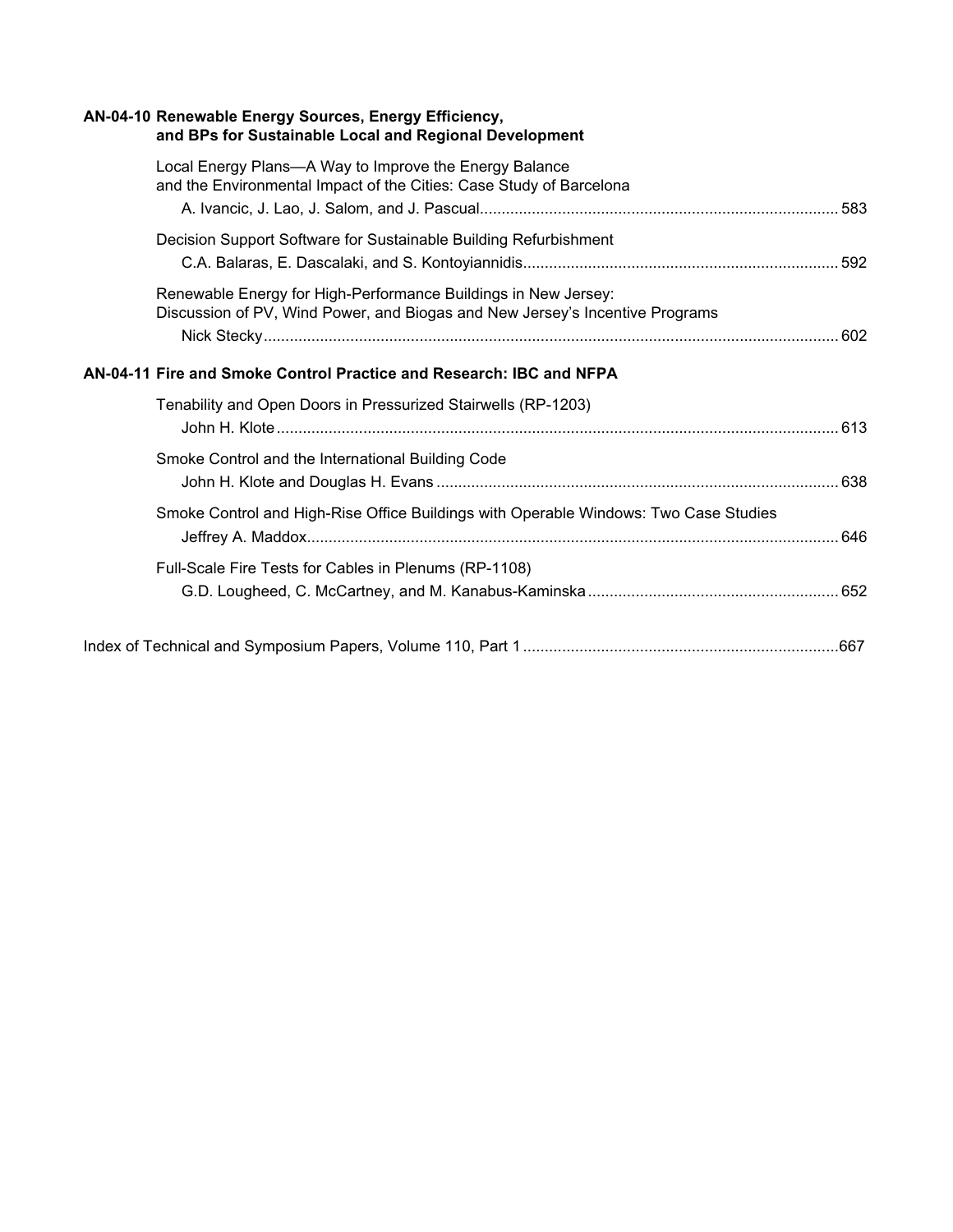**AN-04-10 Renewable Energy Sources, Energy Efficiency, and BPs for Sustainable Local and Regional Development**

Local Energy Plans—A Way to Improve the Energy Balance and the Environmental Impact of the Cities: Case Study of Barcelona
A. Ivancic, J. Lao, J. Salom, and J. Pascual .......... 583

Decision Support Software for Sustainable Building Refurbishment
C.A. Balaras, E. Dascalaki, and S. Kontoyiannidis .......... 592

Renewable Energy for High-Performance Buildings in New Jersey: Discussion of PV, Wind Power, and Biogas and New Jersey's Incentive Programs
Nick Stecky .......... 602

**AN-04-11 Fire and Smoke Control Practice and Research: IBC and NFPA**

Tenability and Open Doors in Pressurized Stairwells (RP-1203)
John H. Klote .......... 613

Smoke Control and the International Building Code
John H. Klote and Douglas H. Evans .......... 638

Smoke Control and High-Rise Office Buildings with Operable Windows: Two Case Studies
Jeffrey A. Maddox .......... 646

Full-Scale Fire Tests for Cables in Plenums (RP-1108)
G.D. Lougheed, C. McCartney, and M. Kanabus-Kaminska .......... 652

Index of Technical and Symposium Papers, Volume 110, Part 1 .......... 667